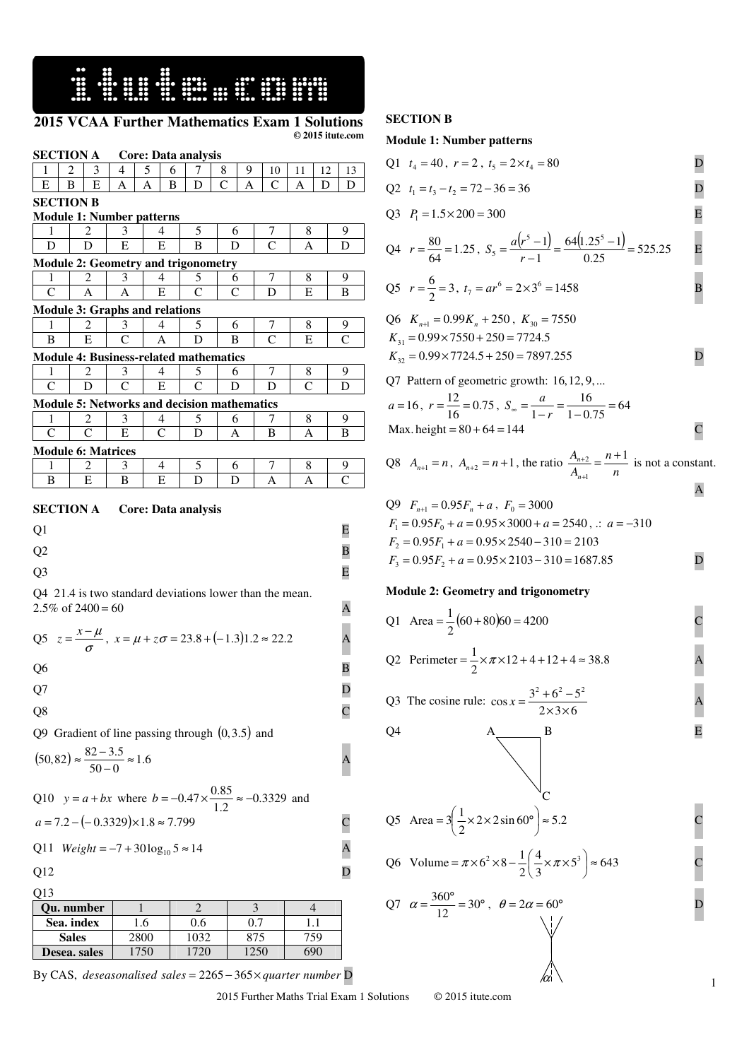# 2015 VCAA Further Mathematics Exam 1 Solutions

**© 2015 itute.com**

## SECTION A Core: Data analysis

| 1 | 2 | 3 | 4 | 5 | 6 | 7 | 8 | 9 | 10 | 11 | 12 | 13 |
|---|---|---|---|---|---|---|---|---|---|---|---|---|
| E | B | E | A | A | B | D | C | A | C | A | D | D |

## SECTION B

**Module 1: Number patterns**

| 1 | 2 | 3 | 4 | 5 | 6 | 7 | 8 | 9 |
|---|---|---|---|---|---|---|---|---|
| D | D | E | E | B | D | C | A | D |

**Module 2: Geometry and trigonometry**

| 1 | 2 | 3 | 4 | 5 | 6 | 7 | 8 | 9 |
|---|---|---|---|---|---|---|---|---|
| C | A | A | E | C | C | D | E | B |

**Module 3: Graphs and relations**

| 1 | 2 | 3 | 4 | 5 | 6 | 7 | 8 | 9 |
|---|---|---|---|---|---|---|---|---|
| B | E | C | A | D | B | C | E | C |

**Module 4: Business-related mathematics**

| 1 | 2 | 3 | 4 | 5 | 6 | 7 | 8 | 9 |
|---|---|---|---|---|---|---|---|---|
| C | D | C | E | C | D | D | C | D |

**Module 5: Networks and decision mathematics**

| 1 | 2 | 3 | 4 | 5 | 6 | 7 | 8 | 9 |
|---|---|---|---|---|---|---|---|---|
| C | C | E | C | D | A | B | A | B |

**Module 6: Matrices**

| 1 | 2 | 3 | 4 | 5 | 6 | 7 | 8 | 9 |
|---|---|---|---|---|---|---|---|---|
| B | E | B | E | D | D | A | A | C |

## SECTION A Core: Data analysis

Q1 E

Q2 B

Q3 E

Q4 21.4 is two standard deviations lower than the mean.
2.5% of $2400 = 60$ A

Q5 $z = \frac{x-\mu}{\sigma}$, $x = \mu + z\sigma = 23.8 + (-1.3)1.2 \approx 22.2$ A

Q6 B

Q7 D

Q8 C

Q9 Gradient of line passing through $(0, 3.5)$ and $(50, 82) \approx \frac{82-3.5}{50-0} \approx 1.6$ A

Q10 $y = a + bx$ where $b = -0.47 \times \frac{0.85}{1.2} \approx -0.3329$ and $a = 7.2 - (-0.3329) \times 1.8 \approx 7.799$ C

Q11 $Weight = -7 + 30\log_{10} 5 \approx 14$ A

Q12 D

Q13

| Qu. number | 1 | 2 | 3 | 4 |
|---|---|---|---|---|
| Sea. index | 1.6 | 0.6 | 0.7 | 1.1 |
| Sales | 2800 | 1032 | 875 | 759 |
| Desea. sales | 1750 | 1720 | 1250 | 690 |

By CAS, $deseasonalised\ sales = 2265 - 365 \times quarter\ number$ D

## SECTION B

### Module 1: Number patterns

Q1 $t_4 = 40$, $r = 2$, $t_5 = 2 \times t_4 = 80$ D

Q2 $t_1 = t_3 - t_2 = 72 - 36 = 36$ D

Q3 $P_1 = 1.5 \times 200 = 300$ E

Q4 $r = \frac{80}{64} = 1.25$, $S_5 = \frac{a(r^5-1)}{r-1} = \frac{64(1.25^5 - 1)}{0.25} = 525.25$ E

Q5 $r = \frac{6}{2} = 3$, $t_7 = ar^6 = 2 \times 3^6 = 1458$ B

Q6 $K_{n+1} = 0.99K_n + 250$, $K_{30} = 7550$
$K_{31} = 0.99 \times 7550 + 250 = 7724.5$
$K_{32} = 0.99 \times 7724.5 + 250 = 7897.255$ D

Q7 Pattern of geometric growth: $16, 12, 9, \ldots$
$a = 16$, $r = \frac{12}{16} = 0.75$, $S_\infty = \frac{a}{1-r} = \frac{16}{1-0.75} = 64$
Max. height $= 80 + 64 = 144$ C

Q8 $A_{n+1} = n$, $A_{n+2} = n+1$, the ratio $\frac{A_{n+2}}{A_{n+1}} = \frac{n+1}{n}$ is not a constant. A

Q9 $F_{n+1} = 0.95F_n + a$, $F_0 = 3000$
$F_1 = 0.95F_0 + a = 0.95 \times 3000 + a = 2540$, $\therefore a = -310$
$F_2 = 0.95F_1 + a = 0.95 \times 2540 - 310 = 2103$
$F_3 = 0.95F_2 + a = 0.95 \times 2103 - 310 = 1687.85$ D

### Module 2: Geometry and trigonometry

Q1 Area $= \frac{1}{2}(60+80)60 = 4200$ C

Q2 Perimeter $= \frac{1}{2} \times \pi \times 12 + 4 + 12 + 4 \approx 38.8$ A

Q3 The cosine rule: $\cos x = \frac{3^2 + 6^2 - 5^2}{2 \times 3 \times 6}$ A

Q4 E

Q5 Area $= 3\left(\frac{1}{2} \times 2 \times 2 \sin 60°\right) \approx 5.2$ C

Q6 Volume $= \pi \times 6^2 \times 8 - \frac{1}{2}\left(\frac{4}{3} \times \pi \times 5^3\right) \approx 643$ C

Q7 $\alpha = \frac{360°}{12} = 30°$, $\theta = 2\alpha = 60°$ D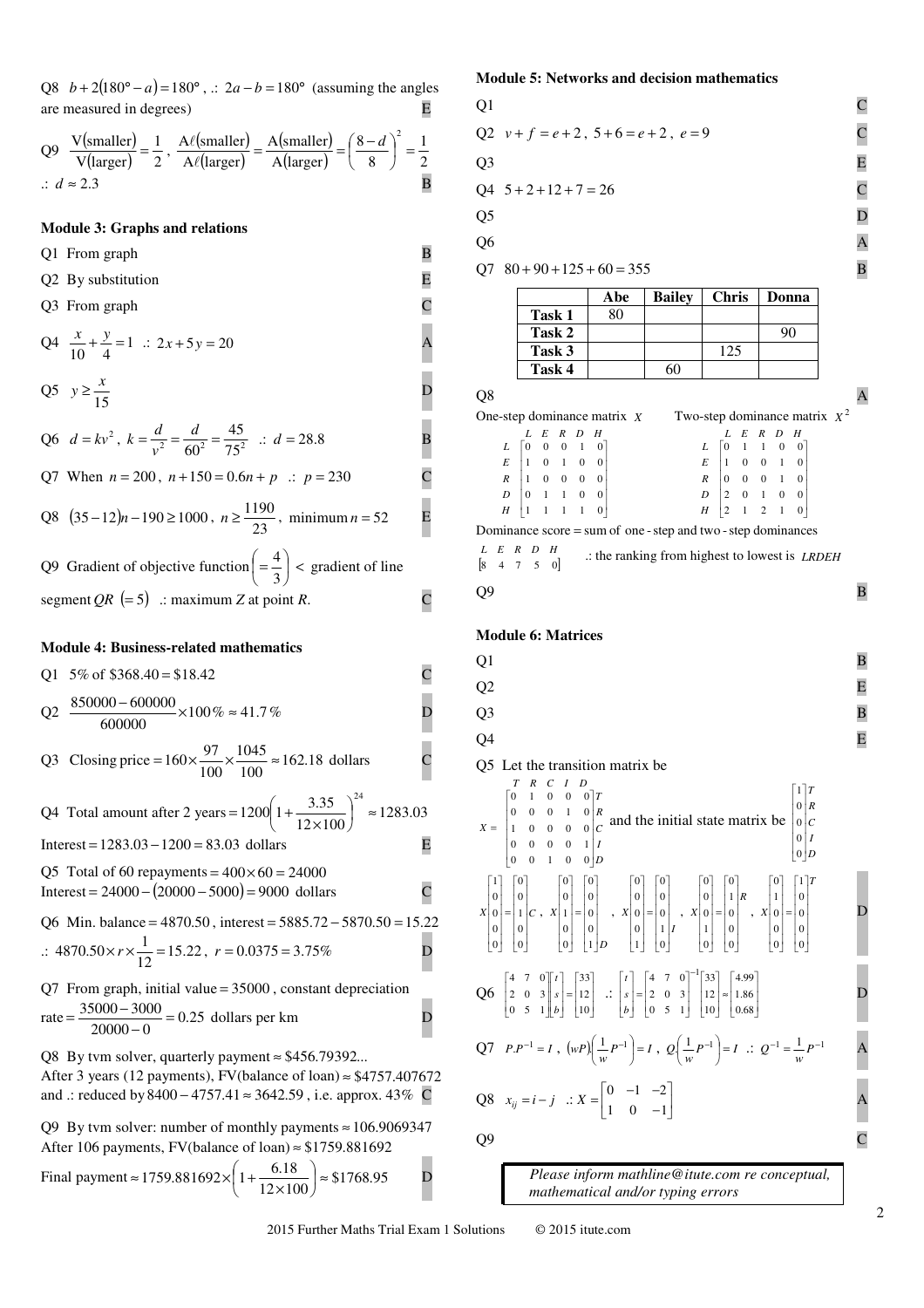Q8 $b + 2(180° - a) = 180°$ , .: $2a - b = 180°$ (assuming the angles are measured in degrees) E

Q9 $\frac{V(\text{smaller})}{V(\text{larger})} = \frac{1}{2}$ , $\frac{A\ell(\text{smaller})}{A\ell(\text{larger})} = \frac{A(\text{smaller})}{A(\text{larger})} = \left(\frac{8-d}{8}\right)^2 = \frac{1}{2}$

.: $d \approx 2.3$ B

## Module 3: Graphs and relations

Q1 From graph B

Q2 By substitution E

Q3 From graph C

Q4 $\frac{x}{10} + \frac{y}{4} = 1$ .: $2x + 5y = 20$ A

Q5 $y \geq \frac{x}{15}$ D

Q6 $d = kv^2$ , $k = \frac{d}{v^2} = \frac{d}{60^2} = \frac{45}{75^2}$ .: $d = 28.8$ B

Q7 When $n = 200$ , $n + 150 = 0.6n + p$ .: $p = 230$ C

Q8 $(35 - 12)n - 190 \geq 1000$ , $n \geq \frac{1190}{23}$ , minimum $n = 52$ E

Q9 Gradient of objective function $\left(= \frac{4}{3}\right)$ < gradient of line segment $QR$ $(= 5)$ .: maximum $Z$ at point $R$. C

## Module 4: Business-related mathematics

Q1 5% of \$368.40 = \$18.42 C

Q2 $\frac{850000 - 600000}{600000} \times 100\% \approx 41.7\%$ D

Q3 Closing price $= 160 \times \frac{97}{100} \times \frac{1045}{100} \approx 162.18$ dollars C

Q4 Total amount after 2 years $= 1200\left(1 + \frac{3.35}{12 \times 100}\right)^{24} \approx 1283.03$

Interest $= 1283.03 - 1200 = 83.03$ dollars E

Q5 Total of 60 repayments $= 400 \times 60 = 24000$
Interest $= 24000 - (20000 - 5000) = 9000$ dollars C

Q6 Min. balance $= 4870.50$ , interest $= 5885.72 - 5870.50 = 15.22$

.: $4870.50 \times r \times \frac{1}{12} = 15.22$ , $r = 0.0375 = 3.75\%$ D

Q7 From graph, initial value $= 35000$ , constant depreciation rate $= \frac{35000 - 3000}{20000 - 0} = 0.25$ dollars per km D

Q8 By tvm solver, quarterly payment ≈ \$456.79392...
After 3 years (12 payments), FV(balance of loan) ≈ \$4757.407672 and .: reduced by $8400 - 4757.41 \approx 3642.59$ , i.e. approx. 43% C

Q9 By tvm solver: number of monthly payments ≈ 106.9069347
After 106 payments, FV(balance of loan) ≈ \$1759.881692

Final payment $\approx 1759.881692 \times \left(1 + \frac{6.18}{12 \times 100}\right) \approx \$1768.95$ D

## Module 5: Networks and decision mathematics

Q1 C

Q2 $v + f = e + 2$ , $5 + 6 = e + 2$ , $e = 9$ C

Q3 E

Q4 $5 + 2 + 12 + 7 = 26$ C

Q5 D

Q6 A

Q7 $80 + 90 + 125 + 60 = 355$ B

| | Abe | Bailey | Chris | Donna |
|---|---|---|---|---|
| Task 1 | 80 | | | |
| Task 2 | | | | 90 |
| Task 3 | | | 125 | |
| Task 4 | | 60 | | |

Q8 A

One-step dominance matrix $X$

$$\begin{array}{c} \\ L \\ E \\ R \\ D \\ H \end{array} \begin{array}{c} \begin{array}{ccccc} L & E & R & D & H \end{array} \\ \begin{bmatrix} 0 & 0 & 0 & 1 & 0 \\ 1 & 0 & 1 & 0 & 0 \\ 1 & 0 & 0 & 0 & 0 \\ 0 & 1 & 1 & 0 & 0 \\ 1 & 1 & 1 & 1 & 0 \end{bmatrix} \end{array}$$

Two-step dominance matrix $X^2$

$$\begin{array}{c} \\ L \\ E \\ R \\ D \\ H \end{array} \begin{array}{c} \begin{array}{ccccc} L & E & R & D & H \end{array} \\ \begin{bmatrix} 0 & 1 & 1 & 0 & 0 \\ 1 & 0 & 0 & 1 & 0 \\ 0 & 0 & 0 & 1 & 0 \\ 2 & 0 & 1 & 0 & 0 \\ 2 & 1 & 2 & 1 & 0 \end{bmatrix} \end{array}$$

Dominance score = sum of one-step and two-step dominances

$$\begin{array}{ccccc} L & E & R & D & H \\ \end{array}$$
$$\begin{bmatrix} 8 & 4 & 7 & 5 & 0 \end{bmatrix}$$

.: the ranking from highest to lowest is $LRDEH$

Q9 B

## Module 6: Matrices

Q1 B

Q2 E

Q3 B

Q4 E

Q5 Let the transition matrix be

$$X = \begin{array}{c} \begin{array}{ccccc} T & R & C & I & D \end{array} \\ \begin{bmatrix} 0 & 1 & 0 & 0 & 0 \\ 0 & 0 & 0 & 1 & 0 \\ 1 & 0 & 0 & 0 & 0 \\ 0 & 0 & 0 & 0 & 1 \\ 0 & 0 & 1 & 0 & 0 \end{bmatrix} \end{array} \begin{array}{c} \\ T \\ R \\ C \\ I \\ D \end{array}$$

and the initial state matrix be $\begin{bmatrix} 1 \\ 0 \\ 0 \\ 0 \\ 0 \end{bmatrix} \begin{array}{c} T \\ R \\ C \\ I \\ D \end{array}$

$X\begin{bmatrix} 1 \\ 0 \\ 0 \\ 0 \\ 0 \end{bmatrix} = \begin{bmatrix} 0 \\ 0 \\ 1 \\ 0 \\ 0 \end{bmatrix} C$ , $X\begin{bmatrix} 0 \\ 0 \\ 1 \\ 0 \\ 0 \end{bmatrix} = \begin{bmatrix} 0 \\ 0 \\ 0 \\ 0 \\ 1 \end{bmatrix} D$ , $X\begin{bmatrix} 0 \\ 0 \\ 0 \\ 0 \\ 1 \end{bmatrix} = \begin{bmatrix} 0 \\ 0 \\ 0 \\ 1 \\ 0 \end{bmatrix} I$ , $X\begin{bmatrix} 0 \\ 0 \\ 0 \\ 1 \\ 0 \end{bmatrix} = \begin{bmatrix} 0 \\ 1 \\ 0 \\ 0 \\ 0 \end{bmatrix} R$ , $X\begin{bmatrix} 0 \\ 1 \\ 0 \\ 0 \\ 0 \end{bmatrix} = \begin{bmatrix} 1 \\ 0 \\ 0 \\ 0 \\ 0 \end{bmatrix} T$ D

Q6 $\begin{bmatrix} 4 & 7 & 0 \\ 2 & 0 & 3 \\ 0 & 5 & 1 \end{bmatrix}\begin{bmatrix} t \\ s \\ b \end{bmatrix} = \begin{bmatrix} 33 \\ 12 \\ 10 \end{bmatrix}$ .: $\begin{bmatrix} t \\ s \\ b \end{bmatrix} = \begin{bmatrix} 4 & 7 & 0 \\ 2 & 0 & 3 \\ 0 & 5 & 1 \end{bmatrix}^{-1}\begin{bmatrix} 33 \\ 12 \\ 10 \end{bmatrix} \approx \begin{bmatrix} 4.99 \\ 1.86 \\ 0.68 \end{bmatrix}$ D

Q7 $P.P^{-1} = I$ , $(wP)\left(\frac{1}{w}P^{-1}\right) = I$ , $Q\left(\frac{1}{w}P^{-1}\right) = I$ .: $Q^{-1} = \frac{1}{w}P^{-1}$ A

Q8 $x_{ij} = i - j$ .: $X = \begin{bmatrix} 0 & -1 & -2 \\ 1 & 0 & -1 \end{bmatrix}$ A

Q9 C

*Please inform mathline@itute.com re conceptual, mathematical and/or typing errors*